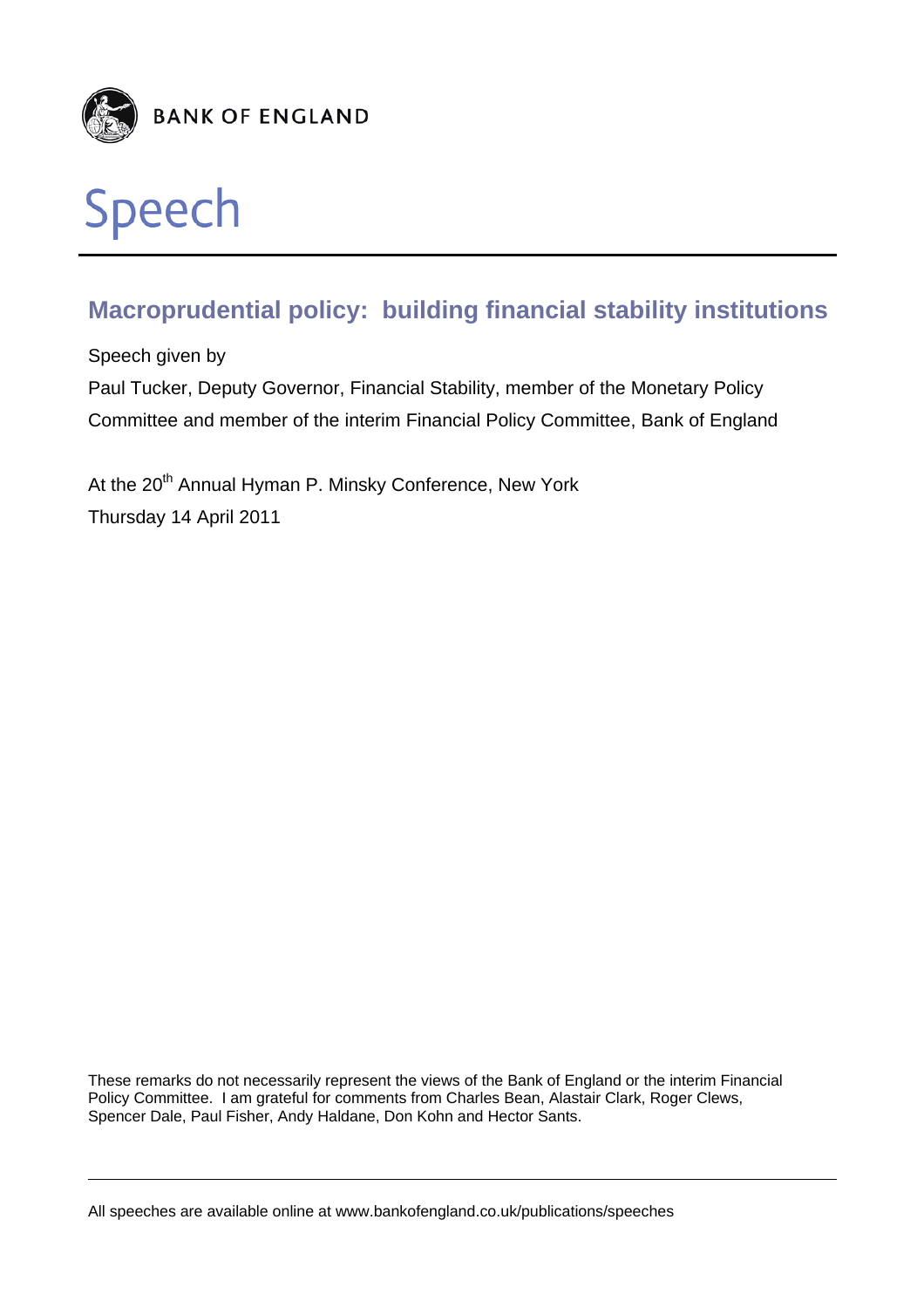BANK OF ENGLAND

# Speech

## Macroprudential policy: building financial stability institutions

Speech given by

Paul Tucker, Deputy Governor, Financial Stability, member of the Monetary Policy Committee and member of the interim Financial Policy Committee, Bank of England

At the 20th Annual Hyman P. Minsky Conference, New York

Thursday 14 April 2011

These remarks do not necessarily represent the views of the Bank of England or the interim Financial Policy Committee. I am grateful for comments from Charles Bean, Alastair Clark, Roger Clews, Spencer Dale, Paul Fisher, Andy Haldane, Don Kohn and Hector Sants.

All speeches are available online at www.bankofengland.co.uk/publications/speeches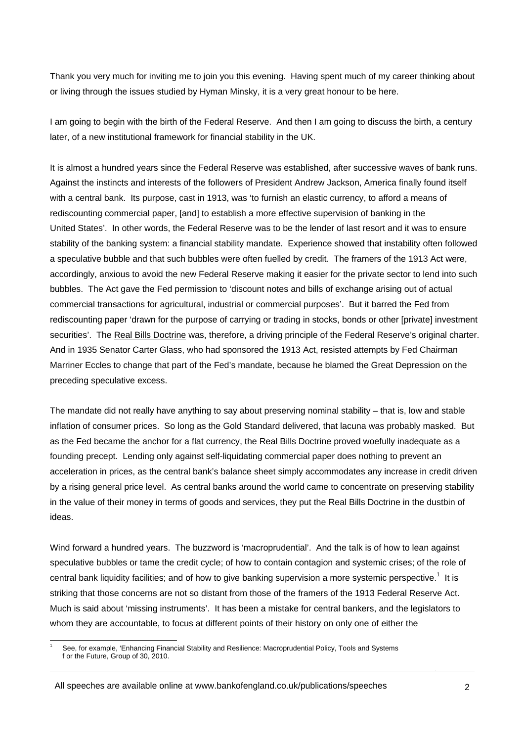Thank you very much for inviting me to join you this evening. Having spent much of my career thinking about or living through the issues studied by Hyman Minsky, it is a very great honour to be here.

I am going to begin with the birth of the Federal Reserve. And then I am going to discuss the birth, a century later, of a new institutional framework for financial stability in the UK.

It is almost a hundred years since the Federal Reserve was established, after successive waves of bank runs. Against the instincts and interests of the followers of President Andrew Jackson, America finally found itself with a central bank. Its purpose, cast in 1913, was 'to furnish an elastic currency, to afford a means of rediscounting commercial paper, [and] to establish a more effective supervision of banking in the United States'. In other words, the Federal Reserve was to be the lender of last resort and it was to ensure stability of the banking system: a financial stability mandate. Experience showed that instability often followed a speculative bubble and that such bubbles were often fuelled by credit. The framers of the 1913 Act were, accordingly, anxious to avoid the new Federal Reserve making it easier for the private sector to lend into such bubbles. The Act gave the Fed permission to 'discount notes and bills of exchange arising out of actual commercial transactions for agricultural, industrial or commercial purposes'. But it barred the Fed from rediscounting paper 'drawn for the purpose of carrying or trading in stocks, bonds or other [private] investment securities'. The Real Bills Doctrine was, therefore, a driving principle of the Federal Reserve's original charter. And in 1935 Senator Carter Glass, who had sponsored the 1913 Act, resisted attempts by Fed Chairman Marriner Eccles to change that part of the Fed's mandate, because he blamed the Great Depression on the preceding speculative excess.

The mandate did not really have anything to say about preserving nominal stability – that is, low and stable inflation of consumer prices. So long as the Gold Standard delivered, that lacuna was probably masked. But as the Fed became the anchor for a flat currency, the Real Bills Doctrine proved woefully inadequate as a founding precept. Lending only against self-liquidating commercial paper does nothing to prevent an acceleration in prices, as the central bank's balance sheet simply accommodates any increase in credit driven by a rising general price level. As central banks around the world came to concentrate on preserving stability in the value of their money in terms of goods and services, they put the Real Bills Doctrine in the dustbin of ideas.

Wind forward a hundred years. The buzzword is 'macroprudential'. And the talk is of how to lean against speculative bubbles or tame the credit cycle; of how to contain contagion and systemic crises; of the role of central bank liquidity facilities; and of how to give banking supervision a more systemic perspective.[1] It is striking that those concerns are not so distant from those of the framers of the 1913 Federal Reserve Act. Much is said about 'missing instruments'. It has been a mistake for central bankers, and the legislators to whom they are accountable, to focus at different points of their history on only one of either the

[1] See, for example, 'Enhancing Financial Stability and Resilience: Macroprudential Policy, Tools and Systems f or the Future, Group of 30, 2010.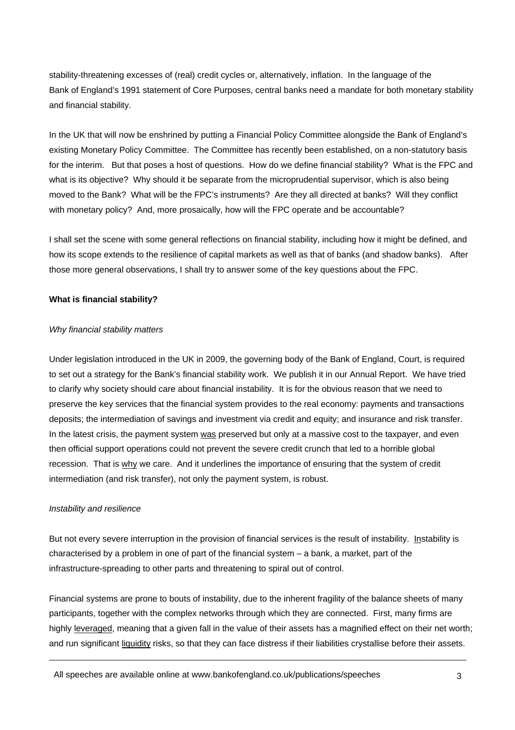stability-threatening excesses of (real) credit cycles or, alternatively, inflation. In the language of the Bank of England's 1991 statement of Core Purposes, central banks need a mandate for both monetary stability and financial stability.

In the UK that will now be enshrined by putting a Financial Policy Committee alongside the Bank of England's existing Monetary Policy Committee. The Committee has recently been established, on a non-statutory basis for the interim. But that poses a host of questions. How do we define financial stability? What is the FPC and what is its objective? Why should it be separate from the microprudential supervisor, which is also being moved to the Bank? What will be the FPC's instruments? Are they all directed at banks? Will they conflict with monetary policy? And, more prosaically, how will the FPC operate and be accountable?

I shall set the scene with some general reflections on financial stability, including how it might be defined, and how its scope extends to the resilience of capital markets as well as that of banks (and shadow banks). After those more general observations, I shall try to answer some of the key questions about the FPC.

**What is financial stability?**

*Why financial stability matters*

Under legislation introduced in the UK in 2009, the governing body of the Bank of England, Court, is required to set out a strategy for the Bank's financial stability work. We publish it in our Annual Report. We have tried to clarify why society should care about financial instability. It is for the obvious reason that we need to preserve the key services that the financial system provides to the real economy: payments and transactions deposits; the intermediation of savings and investment via credit and equity; and insurance and risk transfer. In the latest crisis, the payment system <u>was</u> preserved but only at a massive cost to the taxpayer, and even then official support operations could not prevent the severe credit crunch that led to a horrible global recession. That is <u>why</u> we care. And it underlines the importance of ensuring that the system of credit intermediation (and risk transfer), not only the payment system, is robust.

*Instability and resilience*

But not every severe interruption in the provision of financial services is the result of instability. <u>In</u>stability is characterised by a problem in one of part of the financial system – a bank, a market, part of the infrastructure-spreading to other parts and threatening to spiral out of control.

Financial systems are prone to bouts of instability, due to the inherent fragility of the balance sheets of many participants, together with the complex networks through which they are connected. First, many firms are highly <u>leveraged</u>, meaning that a given fall in the value of their assets has a magnified effect on their net worth; and run significant <u>liquidity</u> risks, so that they can face distress if their liabilities crystallise before their assets.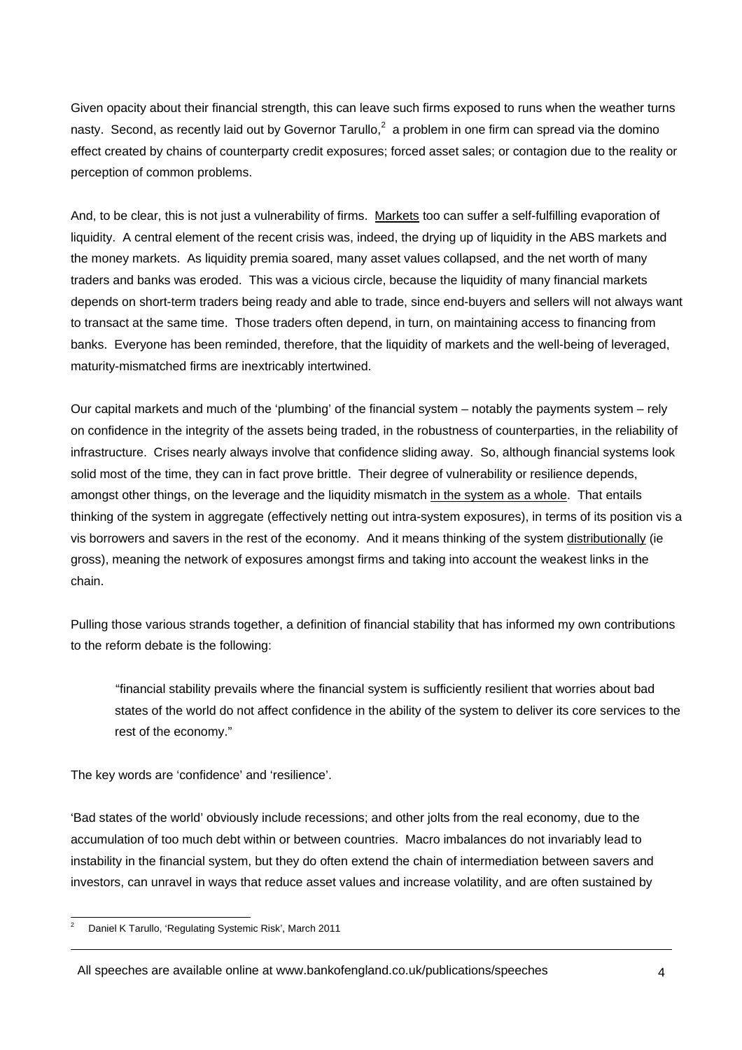Given opacity about their financial strength, this can leave such firms exposed to runs when the weather turns nasty. Second, as recently laid out by Governor Tarullo,[2] a problem in one firm can spread via the domino effect created by chains of counterparty credit exposures; forced asset sales; or contagion due to the reality or perception of common problems.

And, to be clear, this is not just a vulnerability of firms. Markets too can suffer a self-fulfilling evaporation of liquidity. A central element of the recent crisis was, indeed, the drying up of liquidity in the ABS markets and the money markets. As liquidity premia soared, many asset values collapsed, and the net worth of many traders and banks was eroded. This was a vicious circle, because the liquidity of many financial markets depends on short-term traders being ready and able to trade, since end-buyers and sellers will not always want to transact at the same time. Those traders often depend, in turn, on maintaining access to financing from banks. Everyone has been reminded, therefore, that the liquidity of markets and the well-being of leveraged, maturity-mismatched firms are inextricably intertwined.

Our capital markets and much of the 'plumbing' of the financial system – notably the payments system – rely on confidence in the integrity of the assets being traded, in the robustness of counterparties, in the reliability of infrastructure. Crises nearly always involve that confidence sliding away. So, although financial systems look solid most of the time, they can in fact prove brittle. Their degree of vulnerability or resilience depends, amongst other things, on the leverage and the liquidity mismatch in the system as a whole. That entails thinking of the system in aggregate (effectively netting out intra-system exposures), in terms of its position vis a vis borrowers and savers in the rest of the economy. And it means thinking of the system distributionally (ie gross), meaning the network of exposures amongst firms and taking into account the weakest links in the chain.

Pulling those various strands together, a definition of financial stability that has informed my own contributions to the reform debate is the following:

> "financial stability prevails where the financial system is sufficiently resilient that worries about bad states of the world do not affect confidence in the ability of the system to deliver its core services to the rest of the economy."

The key words are 'confidence' and 'resilience'.

'Bad states of the world' obviously include recessions; and other jolts from the real economy, due to the accumulation of too much debt within or between countries. Macro imbalances do not invariably lead to instability in the financial system, but they do often extend the chain of intermediation between savers and investors, can unravel in ways that reduce asset values and increase volatility, and are often sustained by

[2] Daniel K Tarullo, 'Regulating Systemic Risk', March 2011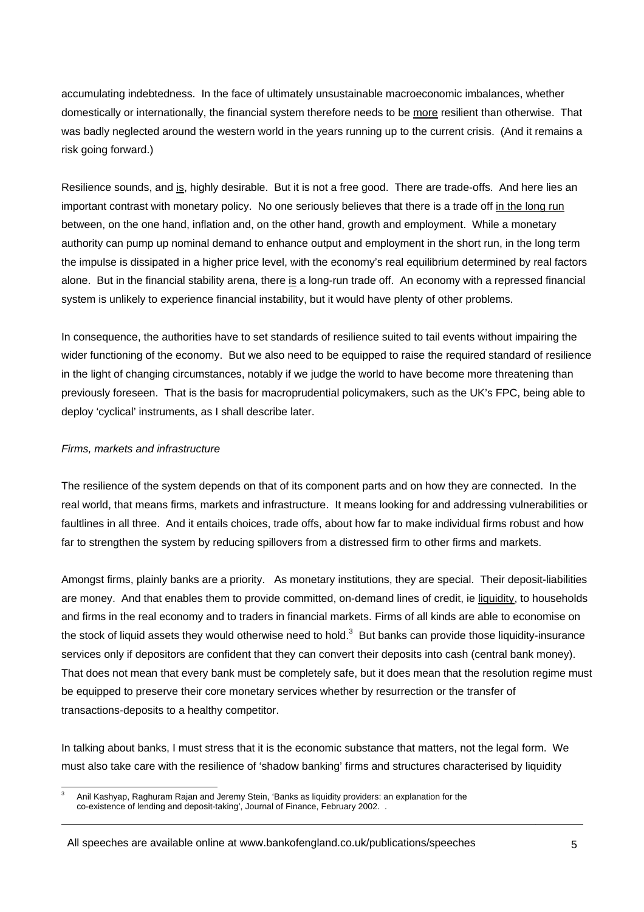accumulating indebtedness. In the face of ultimately unsustainable macroeconomic imbalances, whether domestically or internationally, the financial system therefore needs to be more resilient than otherwise. That was badly neglected around the western world in the years running up to the current crisis. (And it remains a risk going forward.)

Resilience sounds, and is, highly desirable. But it is not a free good. There are trade-offs. And here lies an important contrast with monetary policy. No one seriously believes that there is a trade off in the long run between, on the one hand, inflation and, on the other hand, growth and employment. While a monetary authority can pump up nominal demand to enhance output and employment in the short run, in the long term the impulse is dissipated in a higher price level, with the economy's real equilibrium determined by real factors alone. But in the financial stability arena, there is a long-run trade off. An economy with a repressed financial system is unlikely to experience financial instability, but it would have plenty of other problems.

In consequence, the authorities have to set standards of resilience suited to tail events without impairing the wider functioning of the economy. But we also need to be equipped to raise the required standard of resilience in the light of changing circumstances, notably if we judge the world to have become more threatening than previously foreseen. That is the basis for macroprudential policymakers, such as the UK's FPC, being able to deploy 'cyclical' instruments, as I shall describe later.

*Firms, markets and infrastructure*

The resilience of the system depends on that of its component parts and on how they are connected. In the real world, that means firms, markets and infrastructure. It means looking for and addressing vulnerabilities or faultlines in all three. And it entails choices, trade offs, about how far to make individual firms robust and how far to strengthen the system by reducing spillovers from a distressed firm to other firms and markets.

Amongst firms, plainly banks are a priority. As monetary institutions, they are special. Their deposit-liabilities are money. And that enables them to provide committed, on-demand lines of credit, ie liquidity, to households and firms in the real economy and to traders in financial markets. Firms of all kinds are able to economise on the stock of liquid assets they would otherwise need to hold.[3] But banks can provide those liquidity-insurance services only if depositors are confident that they can convert their deposits into cash (central bank money). That does not mean that every bank must be completely safe, but it does mean that the resolution regime must be equipped to preserve their core monetary services whether by resurrection or the transfer of transactions-deposits to a healthy competitor.

In talking about banks, I must stress that it is the economic substance that matters, not the legal form. We must also take care with the resilience of 'shadow banking' firms and structures characterised by liquidity

---

[3] Anil Kashyap, Raghuram Rajan and Jeremy Stein, 'Banks as liquidity providers: an explanation for the co-existence of lending and deposit-taking', Journal of Finance, February 2002. .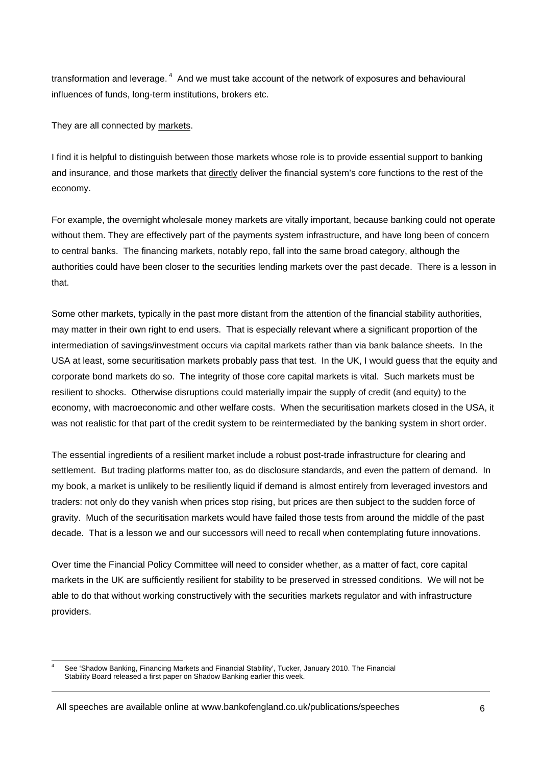transformation and leverage.[4] And we must take account of the network of exposures and behavioural influences of funds, long-term institutions, brokers etc.

They are all connected by markets.

I find it is helpful to distinguish between those markets whose role is to provide essential support to banking and insurance, and those markets that directly deliver the financial system's core functions to the rest of the economy.

For example, the overnight wholesale money markets are vitally important, because banking could not operate without them. They are effectively part of the payments system infrastructure, and have long been of concern to central banks. The financing markets, notably repo, fall into the same broad category, although the authorities could have been closer to the securities lending markets over the past decade. There is a lesson in that.

Some other markets, typically in the past more distant from the attention of the financial stability authorities, may matter in their own right to end users. That is especially relevant where a significant proportion of the intermediation of savings/investment occurs via capital markets rather than via bank balance sheets. In the USA at least, some securitisation markets probably pass that test. In the UK, I would guess that the equity and corporate bond markets do so. The integrity of those core capital markets is vital. Such markets must be resilient to shocks. Otherwise disruptions could materially impair the supply of credit (and equity) to the economy, with macroeconomic and other welfare costs. When the securitisation markets closed in the USA, it was not realistic for that part of the credit system to be reintermediated by the banking system in short order.

The essential ingredients of a resilient market include a robust post-trade infrastructure for clearing and settlement. But trading platforms matter too, as do disclosure standards, and even the pattern of demand. In my book, a market is unlikely to be resiliently liquid if demand is almost entirely from leveraged investors and traders: not only do they vanish when prices stop rising, but prices are then subject to the sudden force of gravity. Much of the securitisation markets would have failed those tests from around the middle of the past decade. That is a lesson we and our successors will need to recall when contemplating future innovations.

Over time the Financial Policy Committee will need to consider whether, as a matter of fact, core capital markets in the UK are sufficiently resilient for stability to be preserved in stressed conditions. We will not be able to do that without working constructively with the securities markets regulator and with infrastructure providers.

---

[4] See 'Shadow Banking, Financing Markets and Financial Stability', Tucker, January 2010. The Financial Stability Board released a first paper on Shadow Banking earlier this week.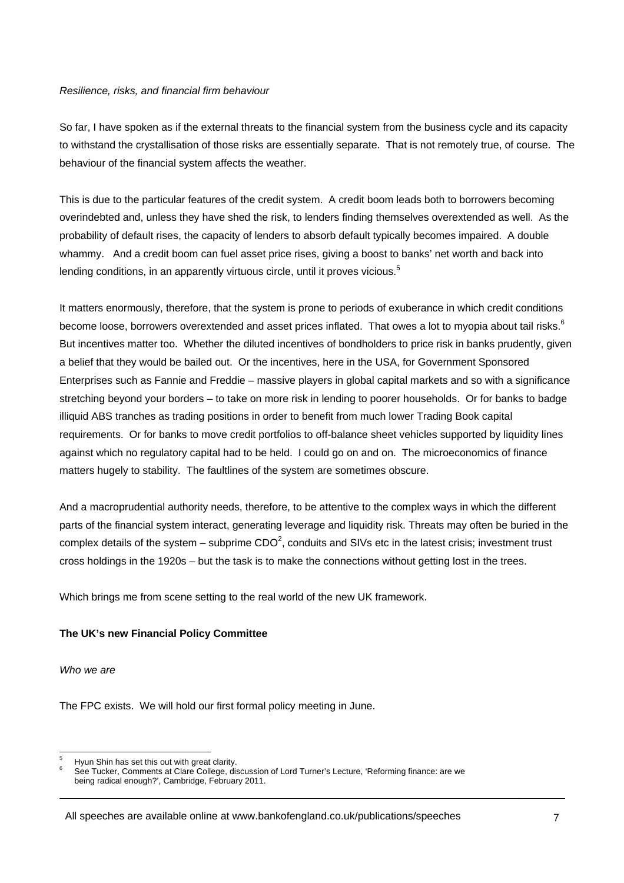*Resilience, risks, and financial firm behaviour*

So far, I have spoken as if the external threats to the financial system from the business cycle and its capacity to withstand the crystallisation of those risks are essentially separate. That is not remotely true, of course. The behaviour of the financial system affects the weather.

This is due to the particular features of the credit system. A credit boom leads both to borrowers becoming overindebted and, unless they have shed the risk, to lenders finding themselves overextended as well. As the probability of default rises, the capacity of lenders to absorb default typically becomes impaired. A double whammy. And a credit boom can fuel asset price rises, giving a boost to banks' net worth and back into lending conditions, in an apparently virtuous circle, until it proves vicious.[5]

It matters enormously, therefore, that the system is prone to periods of exuberance in which credit conditions become loose, borrowers overextended and asset prices inflated. That owes a lot to myopia about tail risks.[6] But incentives matter too. Whether the diluted incentives of bondholders to price risk in banks prudently, given a belief that they would be bailed out. Or the incentives, here in the USA, for Government Sponsored Enterprises such as Fannie and Freddie – massive players in global capital markets and so with a significance stretching beyond your borders – to take on more risk in lending to poorer households. Or for banks to badge illiquid ABS tranches as trading positions in order to benefit from much lower Trading Book capital requirements. Or for banks to move credit portfolios to off-balance sheet vehicles supported by liquidity lines against which no regulatory capital had to be held. I could go on and on. The microeconomics of finance matters hugely to stability. The faultlines of the system are sometimes obscure.

And a macroprudential authority needs, therefore, to be attentive to the complex ways in which the different parts of the financial system interact, generating leverage and liquidity risk. Threats may often be buried in the complex details of the system – subprime $CDO^2$, conduits and SIVs etc in the latest crisis; investment trust cross holdings in the 1920s – but the task is to make the connections without getting lost in the trees.

Which brings me from scene setting to the real world of the new UK framework.

## The UK's new Financial Policy Committee

*Who we are*

The FPC exists. We will hold our first formal policy meeting in June.

---

[5] Hyun Shin has set this out with great clarity.

[6] See Tucker, Comments at Clare College, discussion of Lord Turner's Lecture, 'Reforming finance: are we being radical enough?', Cambridge, February 2011.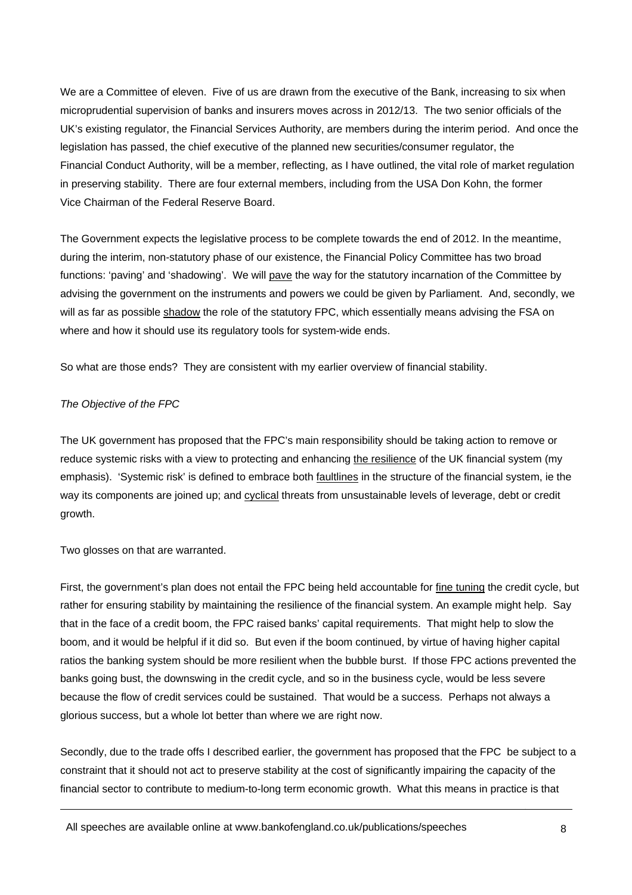We are a Committee of eleven. Five of us are drawn from the executive of the Bank, increasing to six when microprudential supervision of banks and insurers moves across in 2012/13. The two senior officials of the UK's existing regulator, the Financial Services Authority, are members during the interim period. And once the legislation has passed, the chief executive of the planned new securities/consumer regulator, the Financial Conduct Authority, will be a member, reflecting, as I have outlined, the vital role of market regulation in preserving stability. There are four external members, including from the USA Don Kohn, the former Vice Chairman of the Federal Reserve Board.

The Government expects the legislative process to be complete towards the end of 2012. In the meantime, during the interim, non-statutory phase of our existence, the Financial Policy Committee has two broad functions: 'paving' and 'shadowing'. We will <u>pave</u> the way for the statutory incarnation of the Committee by advising the government on the instruments and powers we could be given by Parliament. And, secondly, we will as far as possible <u>shadow</u> the role of the statutory FPC, which essentially means advising the FSA on where and how it should use its regulatory tools for system-wide ends.

So what are those ends? They are consistent with my earlier overview of financial stability.

*The Objective of the FPC*

The UK government has proposed that the FPC's main responsibility should be taking action to remove or reduce systemic risks with a view to protecting and enhancing <u>the resilience</u> of the UK financial system (my emphasis). 'Systemic risk' is defined to embrace both <u>faultlines</u> in the structure of the financial system, ie the way its components are joined up; and <u>cyclical</u> threats from unsustainable levels of leverage, debt or credit growth.

Two glosses on that are warranted.

First, the government's plan does not entail the FPC being held accountable for <u>fine tuning</u> the credit cycle, but rather for ensuring stability by maintaining the resilience of the financial system. An example might help. Say that in the face of a credit boom, the FPC raised banks' capital requirements. That might help to slow the boom, and it would be helpful if it did so. But even if the boom continued, by virtue of having higher capital ratios the banking system should be more resilient when the bubble burst. If those FPC actions prevented the banks going bust, the downswing in the credit cycle, and so in the business cycle, would be less severe because the flow of credit services could be sustained. That would be a success. Perhaps not always a glorious success, but a whole lot better than where we are right now.

Secondly, due to the trade offs I described earlier, the government has proposed that the FPC be subject to a constraint that it should not act to preserve stability at the cost of significantly impairing the capacity of the financial sector to contribute to medium-to-long term economic growth. What this means in practice is that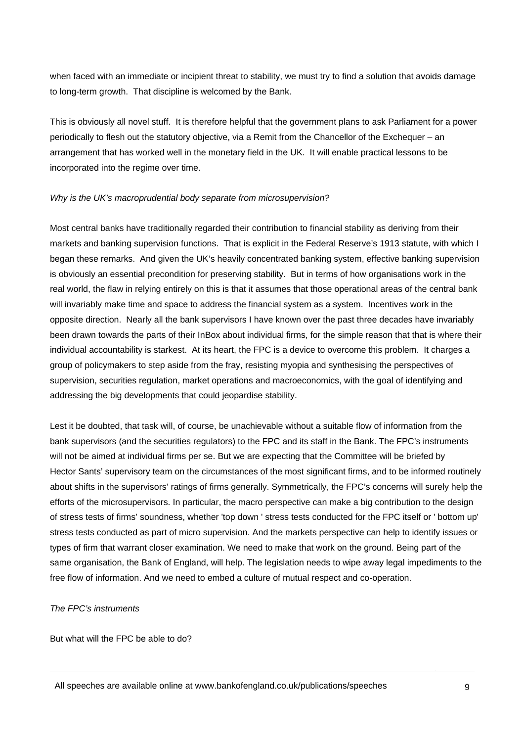when faced with an immediate or incipient threat to stability, we must try to find a solution that avoids damage to long-term growth. That discipline is welcomed by the Bank.

This is obviously all novel stuff. It is therefore helpful that the government plans to ask Parliament for a power periodically to flesh out the statutory objective, via a Remit from the Chancellor of the Exchequer – an arrangement that has worked well in the monetary field in the UK. It will enable practical lessons to be incorporated into the regime over time.

*Why is the UK's macroprudential body separate from microsupervision?*

Most central banks have traditionally regarded their contribution to financial stability as deriving from their markets and banking supervision functions. That is explicit in the Federal Reserve's 1913 statute, with which I began these remarks. And given the UK's heavily concentrated banking system, effective banking supervision is obviously an essential precondition for preserving stability. But in terms of how organisations work in the real world, the flaw in relying entirely on this is that it assumes that those operational areas of the central bank will invariably make time and space to address the financial system as a system. Incentives work in the opposite direction. Nearly all the bank supervisors I have known over the past three decades have invariably been drawn towards the parts of their InBox about individual firms, for the simple reason that that is where their individual accountability is starkest. At its heart, the FPC is a device to overcome this problem. It charges a group of policymakers to step aside from the fray, resisting myopia and synthesising the perspectives of supervision, securities regulation, market operations and macroeconomics, with the goal of identifying and addressing the big developments that could jeopardise stability.

Lest it be doubted, that task will, of course, be unachievable without a suitable flow of information from the bank supervisors (and the securities regulators) to the FPC and its staff in the Bank. The FPC's instruments will not be aimed at individual firms per se. But we are expecting that the Committee will be briefed by Hector Sants' supervisory team on the circumstances of the most significant firms, and to be informed routinely about shifts in the supervisors' ratings of firms generally. Symmetrically, the FPC's concerns will surely help the efforts of the microsupervisors. In particular, the macro perspective can make a big contribution to the design of stress tests of firms' soundness, whether 'top down ' stress tests conducted for the FPC itself or ' bottom up' stress tests conducted as part of micro supervision. And the markets perspective can help to identify issues or types of firm that warrant closer examination. We need to make that work on the ground. Being part of the same organisation, the Bank of England, will help. The legislation needs to wipe away legal impediments to the free flow of information. And we need to embed a culture of mutual respect and co-operation.

*The FPC's instruments*

But what will the FPC be able to do?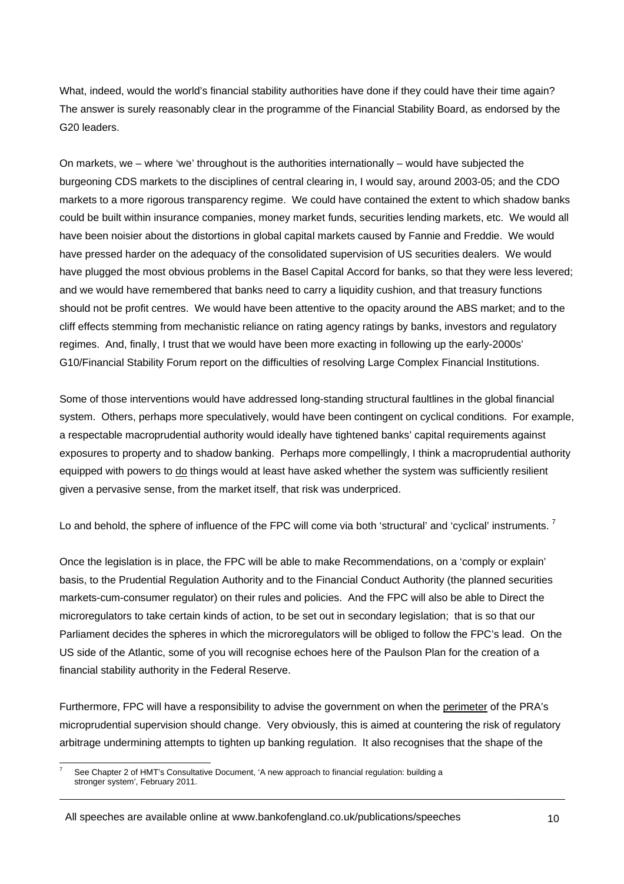What, indeed, would the world's financial stability authorities have done if they could have their time again? The answer is surely reasonably clear in the programme of the Financial Stability Board, as endorsed by the G20 leaders.

On markets, we – where 'we' throughout is the authorities internationally – would have subjected the burgeoning CDS markets to the disciplines of central clearing in, I would say, around 2003-05; and the CDO markets to a more rigorous transparency regime. We could have contained the extent to which shadow banks could be built within insurance companies, money market funds, securities lending markets, etc. We would all have been noisier about the distortions in global capital markets caused by Fannie and Freddie. We would have pressed harder on the adequacy of the consolidated supervision of US securities dealers. We would have plugged the most obvious problems in the Basel Capital Accord for banks, so that they were less levered; and we would have remembered that banks need to carry a liquidity cushion, and that treasury functions should not be profit centres. We would have been attentive to the opacity around the ABS market; and to the cliff effects stemming from mechanistic reliance on rating agency ratings by banks, investors and regulatory regimes. And, finally, I trust that we would have been more exacting in following up the early-2000s' G10/Financial Stability Forum report on the difficulties of resolving Large Complex Financial Institutions.

Some of those interventions would have addressed long-standing structural faultlines in the global financial system. Others, perhaps more speculatively, would have been contingent on cyclical conditions. For example, a respectable macroprudential authority would ideally have tightened banks' capital requirements against exposures to property and to shadow banking. Perhaps more compellingly, I think a macroprudential authority equipped with powers to <u>do</u> things would at least have asked whether the system was sufficiently resilient given a pervasive sense, from the market itself, that risk was underpriced.

Lo and behold, the sphere of influence of the FPC will come via both 'structural' and 'cyclical' instruments. [7]

Once the legislation is in place, the FPC will be able to make Recommendations, on a 'comply or explain' basis, to the Prudential Regulation Authority and to the Financial Conduct Authority (the planned securities markets-cum-consumer regulator) on their rules and policies. And the FPC will also be able to Direct the microregulators to take certain kinds of action, to be set out in secondary legislation; that is so that our Parliament decides the spheres in which the microregulators will be obliged to follow the FPC's lead. On the US side of the Atlantic, some of you will recognise echoes here of the Paulson Plan for the creation of a financial stability authority in the Federal Reserve.

Furthermore, FPC will have a responsibility to advise the government on when the <u>perimeter</u> of the PRA's microprudential supervision should change. Very obviously, this is aimed at countering the risk of regulatory arbitrage undermining attempts to tighten up banking regulation. It also recognises that the shape of the

---

[7] See Chapter 2 of HMT's Consultative Document, 'A new approach to financial regulation: building a stronger system', February 2011.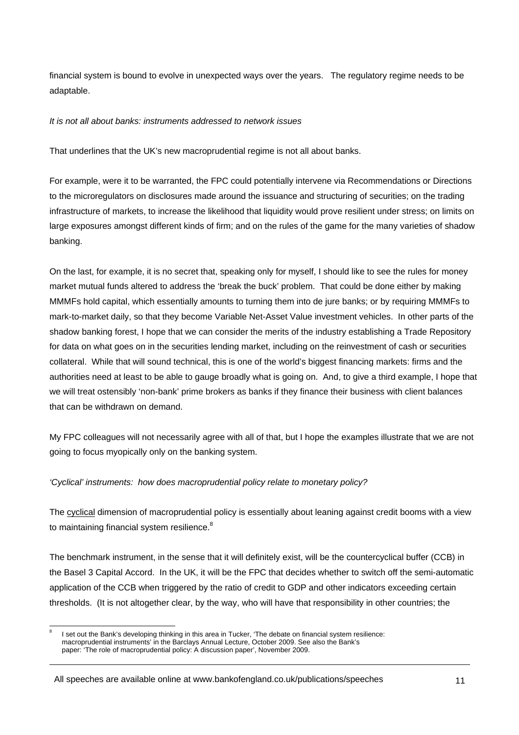financial system is bound to evolve in unexpected ways over the years. The regulatory regime needs to be adaptable.

*It is not all about banks: instruments addressed to network issues*

That underlines that the UK's new macroprudential regime is not all about banks.

For example, were it to be warranted, the FPC could potentially intervene via Recommendations or Directions to the microregulators on disclosures made around the issuance and structuring of securities; on the trading infrastructure of markets, to increase the likelihood that liquidity would prove resilient under stress; on limits on large exposures amongst different kinds of firm; and on the rules of the game for the many varieties of shadow banking.

On the last, for example, it is no secret that, speaking only for myself, I should like to see the rules for money market mutual funds altered to address the 'break the buck' problem. That could be done either by making MMMFs hold capital, which essentially amounts to turning them into de jure banks; or by requiring MMMFs to mark-to-market daily, so that they become Variable Net-Asset Value investment vehicles. In other parts of the shadow banking forest, I hope that we can consider the merits of the industry establishing a Trade Repository for data on what goes on in the securities lending market, including on the reinvestment of cash or securities collateral. While that will sound technical, this is one of the world's biggest financing markets: firms and the authorities need at least to be able to gauge broadly what is going on. And, to give a third example, I hope that we will treat ostensibly 'non-bank' prime brokers as banks if they finance their business with client balances that can be withdrawn on demand.

My FPC colleagues will not necessarily agree with all of that, but I hope the examples illustrate that we are not going to focus myopically only on the banking system.

*'Cyclical' instruments: how does macroprudential policy relate to monetary policy?*

The cyclical dimension of macroprudential policy is essentially about leaning against credit booms with a view to maintaining financial system resilience.[8]

The benchmark instrument, in the sense that it will definitely exist, will be the countercyclical buffer (CCB) in the Basel 3 Capital Accord. In the UK, it will be the FPC that decides whether to switch off the semi-automatic application of the CCB when triggered by the ratio of credit to GDP and other indicators exceeding certain thresholds. (It is not altogether clear, by the way, who will have that responsibility in other countries; the

[8] I set out the Bank's developing thinking in this area in Tucker, 'The debate on financial system resilience: macroprudential instruments' in the Barclays Annual Lecture, October 2009. See also the Bank's paper: 'The role of macroprudential policy: A discussion paper', November 2009.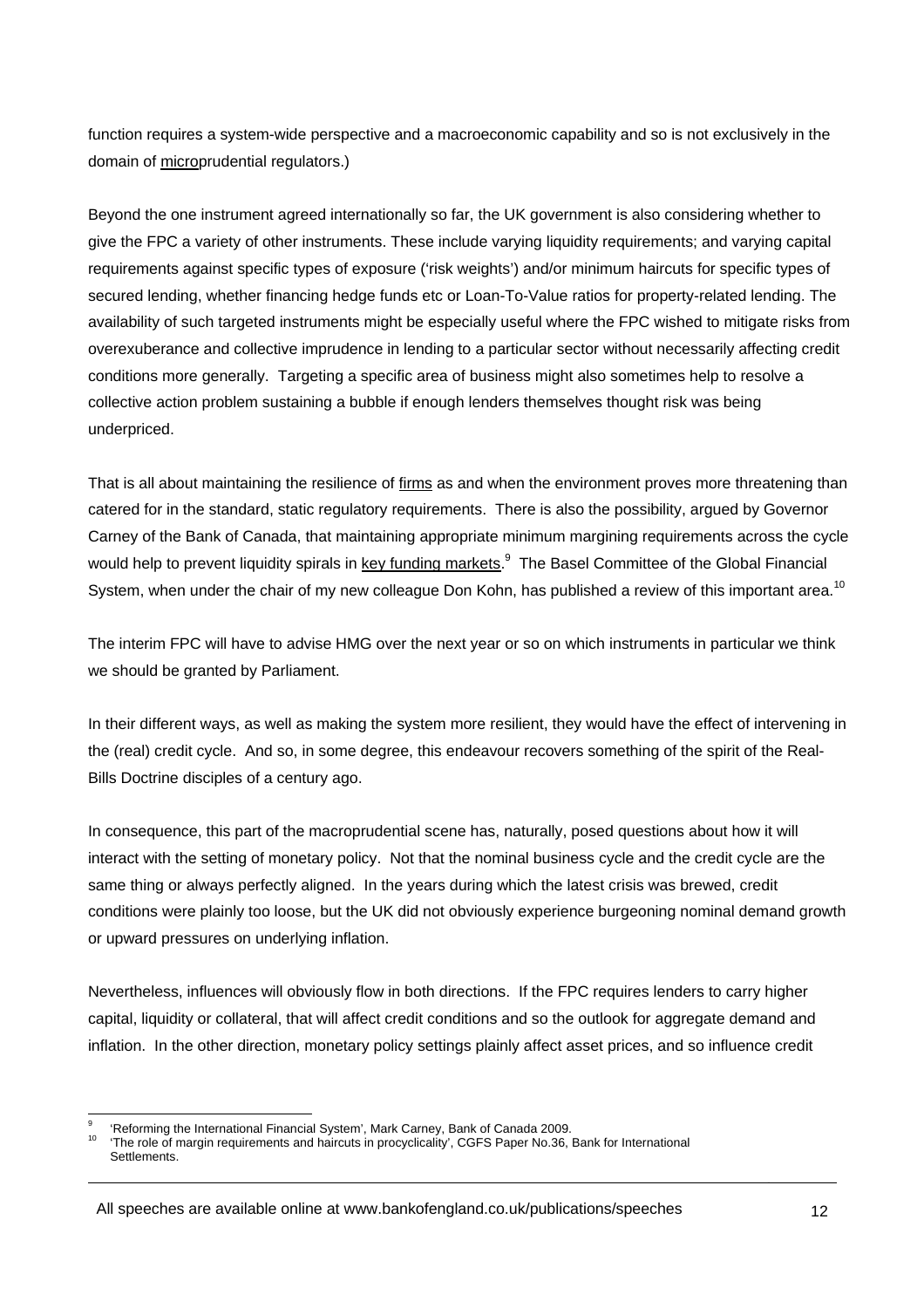function requires a system-wide perspective and a macroeconomic capability and so is not exclusively in the domain of micro prudential regulators.)

Beyond the one instrument agreed internationally so far, the UK government is also considering whether to give the FPC a variety of other instruments. These include varying liquidity requirements; and varying capital requirements against specific types of exposure ('risk weights') and/or minimum haircuts for specific types of secured lending, whether financing hedge funds etc or Loan-To-Value ratios for property-related lending. The availability of such targeted instruments might be especially useful where the FPC wished to mitigate risks from overexuberance and collective imprudence in lending to a particular sector without necessarily affecting credit conditions more generally. Targeting a specific area of business might also sometimes help to resolve a collective action problem sustaining a bubble if enough lenders themselves thought risk was being underpriced.

That is all about maintaining the resilience of firms as and when the environment proves more threatening than catered for in the standard, static regulatory requirements. There is also the possibility, argued by Governor Carney of the Bank of Canada, that maintaining appropriate minimum margining requirements across the cycle would help to prevent liquidity spirals in key funding markets.[9] The Basel Committee of the Global Financial System, when under the chair of my new colleague Don Kohn, has published a review of this important area.[10]

The interim FPC will have to advise HMG over the next year or so on which instruments in particular we think we should be granted by Parliament.

In their different ways, as well as making the system more resilient, they would have the effect of intervening in the (real) credit cycle. And so, in some degree, this endeavour recovers something of the spirit of the Real-Bills Doctrine disciples of a century ago.

In consequence, this part of the macroprudential scene has, naturally, posed questions about how it will interact with the setting of monetary policy. Not that the nominal business cycle and the credit cycle are the same thing or always perfectly aligned. In the years during which the latest crisis was brewed, credit conditions were plainly too loose, but the UK did not obviously experience burgeoning nominal demand growth or upward pressures on underlying inflation.

Nevertheless, influences will obviously flow in both directions. If the FPC requires lenders to carry higher capital, liquidity or collateral, that will affect credit conditions and so the outlook for aggregate demand and inflation. In the other direction, monetary policy settings plainly affect asset prices, and so influence credit

---

[9] 'Reforming the International Financial System', Mark Carney, Bank of Canada 2009.

[10] 'The role of margin requirements and haircuts in procyclicality', CGFS Paper No.36, Bank for International Settlements.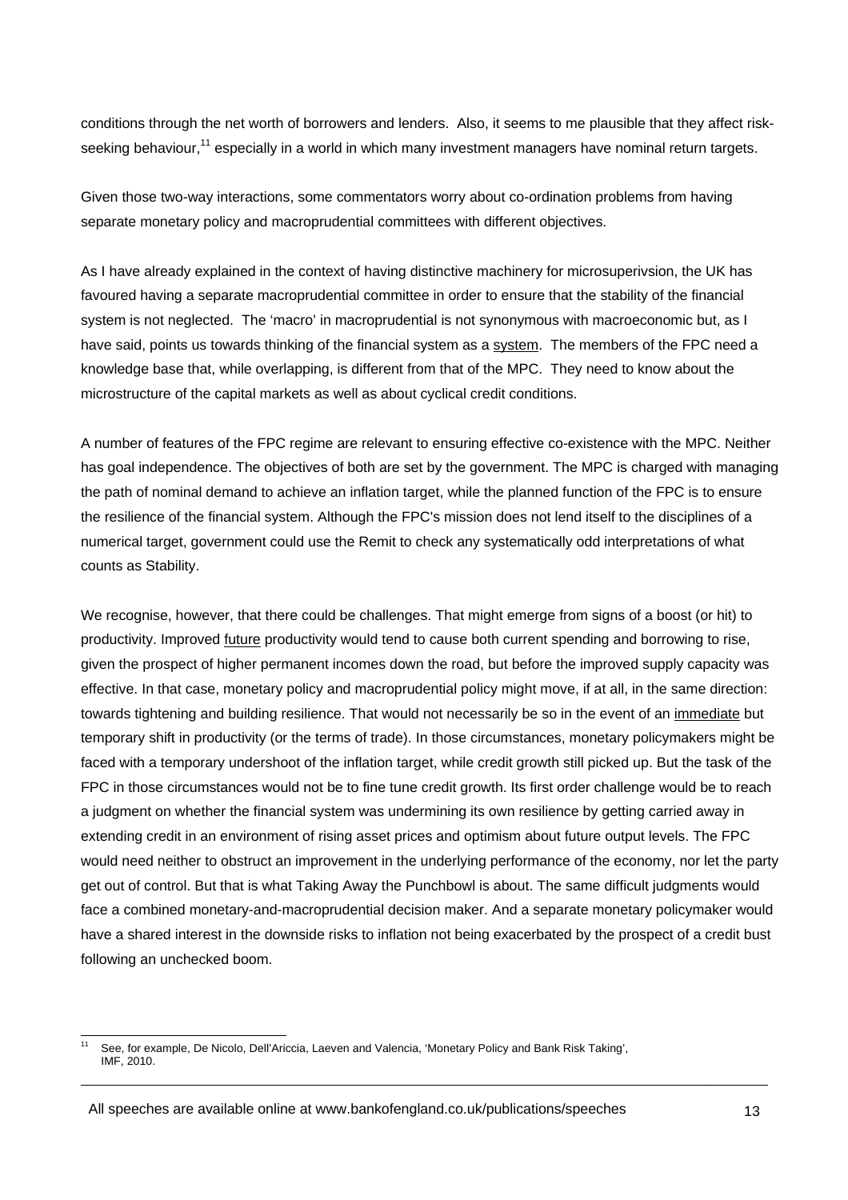conditions through the net worth of borrowers and lenders. Also, it seems to me plausible that they affect risk-seeking behaviour,[11] especially in a world in which many investment managers have nominal return targets.

Given those two-way interactions, some commentators worry about co-ordination problems from having separate monetary policy and macroprudential committees with different objectives.

As I have already explained in the context of having distinctive machinery for microsuperivsion, the UK has favoured having a separate macroprudential committee in order to ensure that the stability of the financial system is not neglected. The 'macro' in macroprudential is not synonymous with macroeconomic but, as I have said, points us towards thinking of the financial system as a system. The members of the FPC need a knowledge base that, while overlapping, is different from that of the MPC. They need to know about the microstructure of the capital markets as well as about cyclical credit conditions.

A number of features of the FPC regime are relevant to ensuring effective co-existence with the MPC. Neither has goal independence. The objectives of both are set by the government. The MPC is charged with managing the path of nominal demand to achieve an inflation target, while the planned function of the FPC is to ensure the resilience of the financial system. Although the FPC's mission does not lend itself to the disciplines of a numerical target, government could use the Remit to check any systematically odd interpretations of what counts as Stability.

We recognise, however, that there could be challenges. That might emerge from signs of a boost (or hit) to productivity. Improved future productivity would tend to cause both current spending and borrowing to rise, given the prospect of higher permanent incomes down the road, but before the improved supply capacity was effective. In that case, monetary policy and macroprudential policy might move, if at all, in the same direction: towards tightening and building resilience. That would not necessarily be so in the event of an immediate but temporary shift in productivity (or the terms of trade). In those circumstances, monetary policymakers might be faced with a temporary undershoot of the inflation target, while credit growth still picked up. But the task of the FPC in those circumstances would not be to fine tune credit growth. Its first order challenge would be to reach a judgment on whether the financial system was undermining its own resilience by getting carried away in extending credit in an environment of rising asset prices and optimism about future output levels. The FPC would need neither to obstruct an improvement in the underlying performance of the economy, nor let the party get out of control. But that is what Taking Away the Punchbowl is about. The same difficult judgments would face a combined monetary-and-macroprudential decision maker. And a separate monetary policymaker would have a shared interest in the downside risks to inflation not being exacerbated by the prospect of a credit bust following an unchecked boom.

---

[11] See, for example, De Nicolo, Dell'Ariccia, Laeven and Valencia, 'Monetary Policy and Bank Risk Taking', IMF, 2010.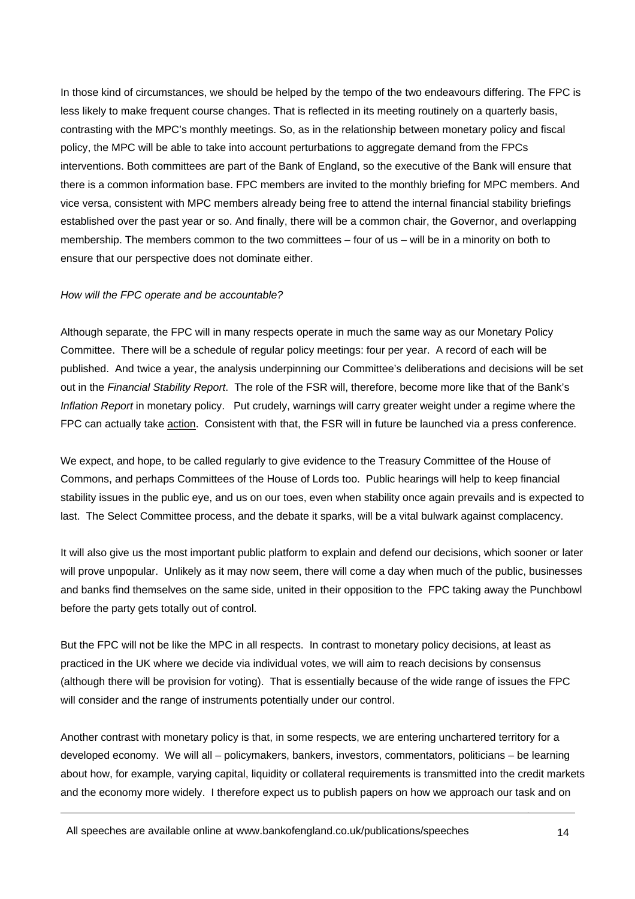In those kind of circumstances, we should be helped by the tempo of the two endeavours differing. The FPC is less likely to make frequent course changes. That is reflected in its meeting routinely on a quarterly basis, contrasting with the MPC's monthly meetings. So, as in the relationship between monetary policy and fiscal policy, the MPC will be able to take into account perturbations to aggregate demand from the FPCs interventions. Both committees are part of the Bank of England, so the executive of the Bank will ensure that there is a common information base. FPC members are invited to the monthly briefing for MPC members. And vice versa, consistent with MPC members already being free to attend the internal financial stability briefings established over the past year or so. And finally, there will be a common chair, the Governor, and overlapping membership. The members common to the two committees – four of us – will be in a minority on both to ensure that our perspective does not dominate either.

*How will the FPC operate and be accountable?*

Although separate, the FPC will in many respects operate in much the same way as our Monetary Policy Committee. There will be a schedule of regular policy meetings: four per year. A record of each will be published. And twice a year, the analysis underpinning our Committee's deliberations and decisions will be set out in the *Financial Stability Report*. The role of the FSR will, therefore, become more like that of the Bank's *Inflation Report* in monetary policy. Put crudely, warnings will carry greater weight under a regime where the FPC can actually take <u>action</u>. Consistent with that, the FSR will in future be launched via a press conference.

We expect, and hope, to be called regularly to give evidence to the Treasury Committee of the House of Commons, and perhaps Committees of the House of Lords too. Public hearings will help to keep financial stability issues in the public eye, and us on our toes, even when stability once again prevails and is expected to last. The Select Committee process, and the debate it sparks, will be a vital bulwark against complacency.

It will also give us the most important public platform to explain and defend our decisions, which sooner or later will prove unpopular. Unlikely as it may now seem, there will come a day when much of the public, businesses and banks find themselves on the same side, united in their opposition to the FPC taking away the Punchbowl before the party gets totally out of control.

But the FPC will not be like the MPC in all respects. In contrast to monetary policy decisions, at least as practiced in the UK where we decide via individual votes, we will aim to reach decisions by consensus (although there will be provision for voting). That is essentially because of the wide range of issues the FPC will consider and the range of instruments potentially under our control.

Another contrast with monetary policy is that, in some respects, we are entering unchartered territory for a developed economy. We will all – policymakers, bankers, investors, commentators, politicians – be learning about how, for example, varying capital, liquidity or collateral requirements is transmitted into the credit markets and the economy more widely. I therefore expect us to publish papers on how we approach our task and on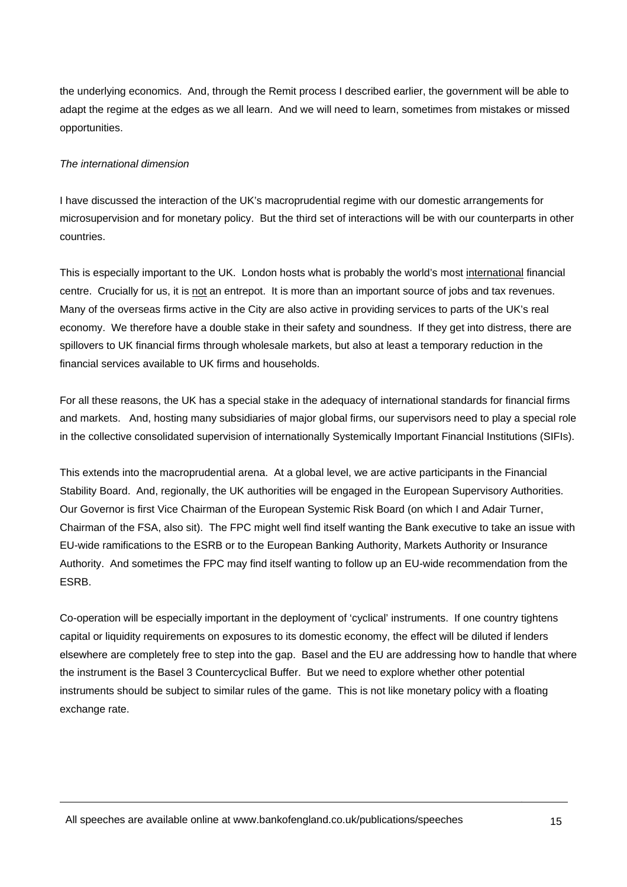the underlying economics. And, through the Remit process I described earlier, the government will be able to adapt the regime at the edges as we all learn. And we will need to learn, sometimes from mistakes or missed opportunities.

*The international dimension*

I have discussed the interaction of the UK's macroprudential regime with our domestic arrangements for microsupervision and for monetary policy. But the third set of interactions will be with our counterparts in other countries.

This is especially important to the UK. London hosts what is probably the world's most international financial centre. Crucially for us, it is not an entrepot. It is more than an important source of jobs and tax revenues. Many of the overseas firms active in the City are also active in providing services to parts of the UK's real economy. We therefore have a double stake in their safety and soundness. If they get into distress, there are spillovers to UK financial firms through wholesale markets, but also at least a temporary reduction in the financial services available to UK firms and households.

For all these reasons, the UK has a special stake in the adequacy of international standards for financial firms and markets. And, hosting many subsidiaries of major global firms, our supervisors need to play a special role in the collective consolidated supervision of internationally Systemically Important Financial Institutions (SIFIs).

This extends into the macroprudential arena. At a global level, we are active participants in the Financial Stability Board. And, regionally, the UK authorities will be engaged in the European Supervisory Authorities. Our Governor is first Vice Chairman of the European Systemic Risk Board (on which I and Adair Turner, Chairman of the FSA, also sit). The FPC might well find itself wanting the Bank executive to take an issue with EU-wide ramifications to the ESRB or to the European Banking Authority, Markets Authority or Insurance Authority. And sometimes the FPC may find itself wanting to follow up an EU-wide recommendation from the ESRB.

Co-operation will be especially important in the deployment of 'cyclical' instruments. If one country tightens capital or liquidity requirements on exposures to its domestic economy, the effect will be diluted if lenders elsewhere are completely free to step into the gap. Basel and the EU are addressing how to handle that where the instrument is the Basel 3 Countercyclical Buffer. But we need to explore whether other potential instruments should be subject to similar rules of the game. This is not like monetary policy with a floating exchange rate.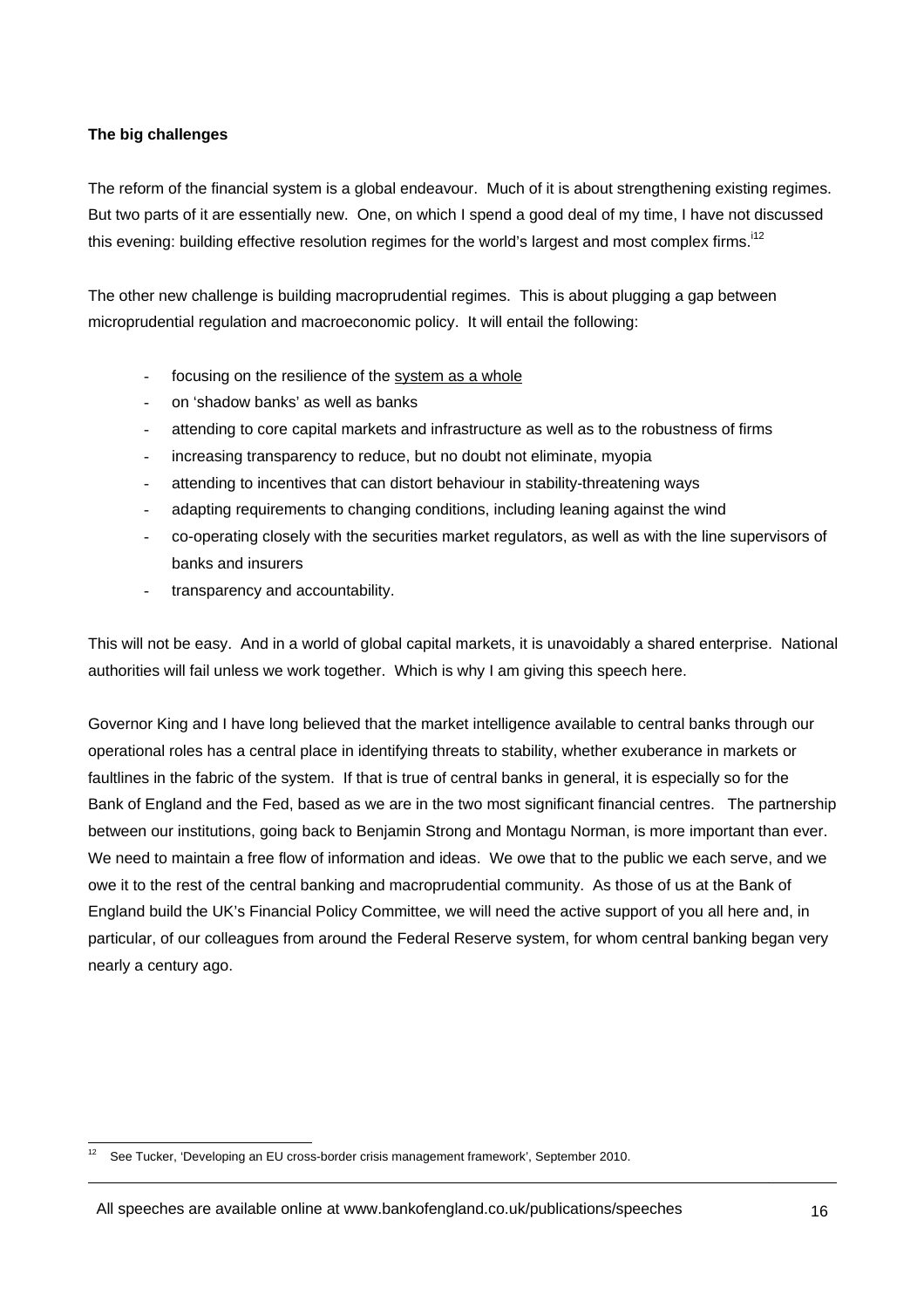**The big challenges**

The reform of the financial system is a global endeavour. Much of it is about strengthening existing regimes. But two parts of it are essentially new. One, on which I spend a good deal of my time, I have not discussed this evening: building effective resolution regimes for the world's largest and most complex firms.[12]

The other new challenge is building macroprudential regimes. This is about plugging a gap between microprudential regulation and macroeconomic policy. It will entail the following:

- focusing on the resilience of the <u>system as a whole</u>
- on 'shadow banks' as well as banks
- attending to core capital markets and infrastructure as well as to the robustness of firms
- increasing transparency to reduce, but no doubt not eliminate, myopia
- attending to incentives that can distort behaviour in stability-threatening ways
- adapting requirements to changing conditions, including leaning against the wind
- co-operating closely with the securities market regulators, as well as with the line supervisors of banks and insurers
- transparency and accountability.

This will not be easy. And in a world of global capital markets, it is unavoidably a shared enterprise. National authorities will fail unless we work together. Which is why I am giving this speech here.

Governor King and I have long believed that the market intelligence available to central banks through our operational roles has a central place in identifying threats to stability, whether exuberance in markets or faultlines in the fabric of the system. If that is true of central banks in general, it is especially so for the Bank of England and the Fed, based as we are in the two most significant financial centres. The partnership between our institutions, going back to Benjamin Strong and Montagu Norman, is more important than ever. We need to maintain a free flow of information and ideas. We owe that to the public we each serve, and we owe it to the rest of the central banking and macroprudential community. As those of us at the Bank of England build the UK's Financial Policy Committee, we will need the active support of you all here and, in particular, of our colleagues from around the Federal Reserve system, for whom central banking began very nearly a century ago.

[12] See Tucker, 'Developing an EU cross-border crisis management framework', September 2010.